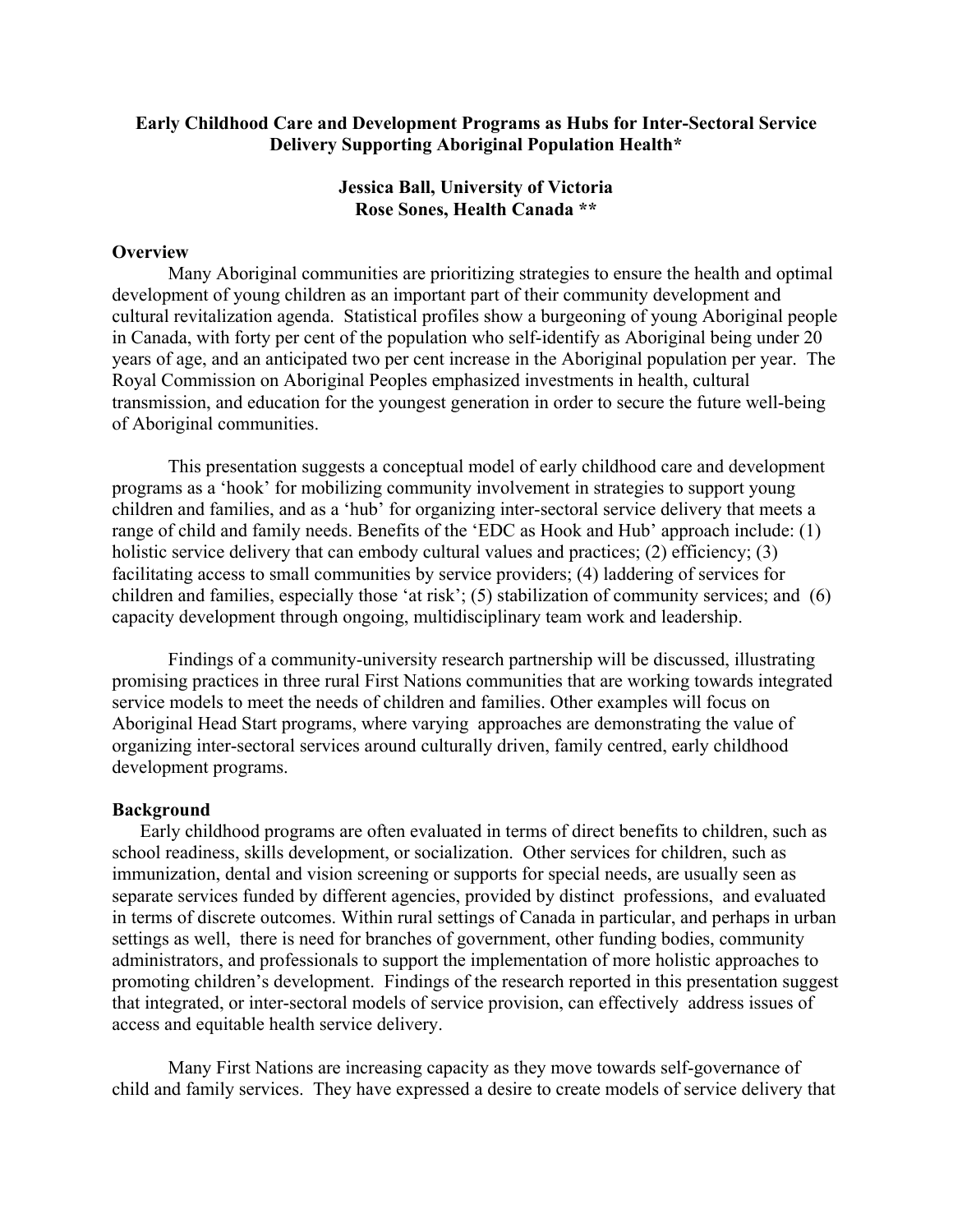# Early Childhood Care and Development Programs as Hubs for Inter-Sectoral Service Delivery Supporting Aboriginal Population Health*

**Jessica Ball, University of Victoria**
**Rose Sones, Health Canada ****

## Overview

Many Aboriginal communities are prioritizing strategies to ensure the health and optimal development of young children as an important part of their community development and cultural revitalization agenda. Statistical profiles show a burgeoning of young Aboriginal people in Canada, with forty per cent of the population who self-identify as Aboriginal being under 20 years of age, and an anticipated two per cent increase in the Aboriginal population per year. The Royal Commission on Aboriginal Peoples emphasized investments in health, cultural transmission, and education for the youngest generation in order to secure the future well-being of Aboriginal communities.

This presentation suggests a conceptual model of early childhood care and development programs as a 'hook' for mobilizing community involvement in strategies to support young children and families, and as a 'hub' for organizing inter-sectoral service delivery that meets a range of child and family needs. Benefits of the 'EDC as Hook and Hub' approach include: (1) holistic service delivery that can embody cultural values and practices; (2) efficiency; (3) facilitating access to small communities by service providers; (4) laddering of services for children and families, especially those 'at risk'; (5) stabilization of community services; and (6) capacity development through ongoing, multidisciplinary team work and leadership.

Findings of a community-university research partnership will be discussed, illustrating promising practices in three rural First Nations communities that are working towards integrated service models to meet the needs of children and families. Other examples will focus on Aboriginal Head Start programs, where varying approaches are demonstrating the value of organizing inter-sectoral services around culturally driven, family centred, early childhood development programs.

## Background

Early childhood programs are often evaluated in terms of direct benefits to children, such as school readiness, skills development, or socialization. Other services for children, such as immunization, dental and vision screening or supports for special needs, are usually seen as separate services funded by different agencies, provided by distinct professions, and evaluated in terms of discrete outcomes. Within rural settings of Canada in particular, and perhaps in urban settings as well, there is need for branches of government, other funding bodies, community administrators, and professionals to support the implementation of more holistic approaches to promoting children's development. Findings of the research reported in this presentation suggest that integrated, or inter-sectoral models of service provision, can effectively address issues of access and equitable health service delivery.

Many First Nations are increasing capacity as they move towards self-governance of child and family services. They have expressed a desire to create models of service delivery that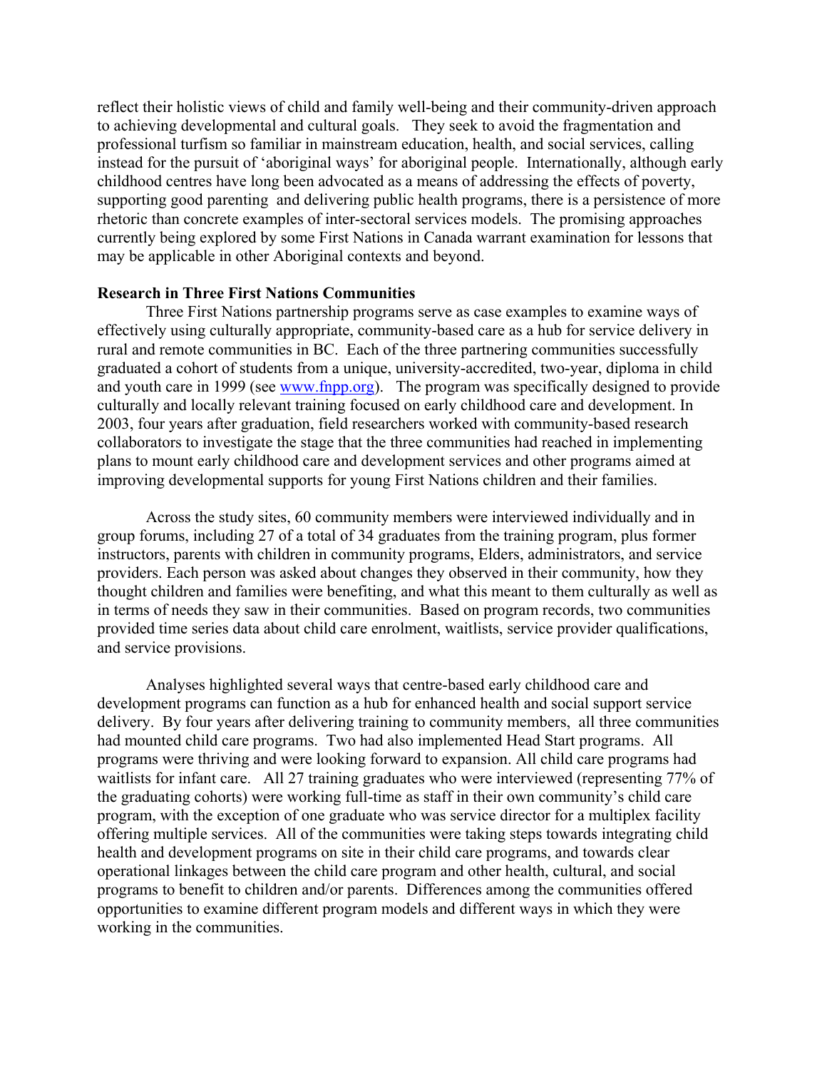reflect their holistic views of child and family well-being and their community-driven approach to achieving developmental and cultural goals. They seek to avoid the fragmentation and professional turfism so familiar in mainstream education, health, and social services, calling instead for the pursuit of 'aboriginal ways' for aboriginal people. Internationally, although early childhood centres have long been advocated as a means of addressing the effects of poverty, supporting good parenting and delivering public health programs, there is a persistence of more rhetoric than concrete examples of inter-sectoral services models. The promising approaches currently being explored by some First Nations in Canada warrant examination for lessons that may be applicable in other Aboriginal contexts and beyond.

**Research in Three First Nations Communities**

Three First Nations partnership programs serve as case examples to examine ways of effectively using culturally appropriate, community-based care as a hub for service delivery in rural and remote communities in BC. Each of the three partnering communities successfully graduated a cohort of students from a unique, university-accredited, two-year, diploma in child and youth care in 1999 (see [www.fnpp.org](www.fnpp.org)). The program was specifically designed to provide culturally and locally relevant training focused on early childhood care and development. In 2003, four years after graduation, field researchers worked with community-based research collaborators to investigate the stage that the three communities had reached in implementing plans to mount early childhood care and development services and other programs aimed at improving developmental supports for young First Nations children and their families.

Across the study sites, 60 community members were interviewed individually and in group forums, including 27 of a total of 34 graduates from the training program, plus former instructors, parents with children in community programs, Elders, administrators, and service providers. Each person was asked about changes they observed in their community, how they thought children and families were benefiting, and what this meant to them culturally as well as in terms of needs they saw in their communities. Based on program records, two communities provided time series data about child care enrolment, waitlists, service provider qualifications, and service provisions.

Analyses highlighted several ways that centre-based early childhood care and development programs can function as a hub for enhanced health and social support service delivery. By four years after delivering training to community members, all three communities had mounted child care programs. Two had also implemented Head Start programs. All programs were thriving and were looking forward to expansion. All child care programs had waitlists for infant care. All 27 training graduates who were interviewed (representing 77% of the graduating cohorts) were working full-time as staff in their own community's child care program, with the exception of one graduate who was service director for a multiplex facility offering multiple services. All of the communities were taking steps towards integrating child health and development programs on site in their child care programs, and towards clear operational linkages between the child care program and other health, cultural, and social programs to benefit to children and/or parents. Differences among the communities offered opportunities to examine different program models and different ways in which they were working in the communities.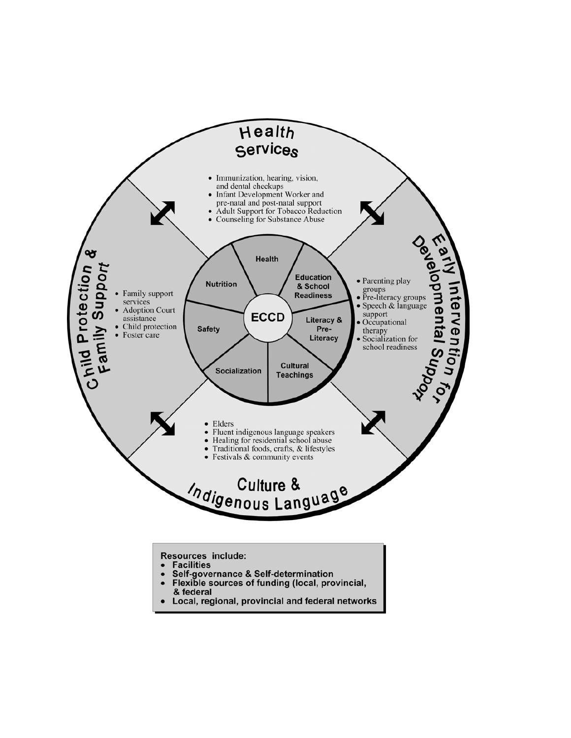## Health Services

- Immunization, hearing, vision, and dental checkups
- Infant Development Worker and pre-natal and post-natal support
- Adult Support for Tobacco Reduction
- Counseling for Substance Abuse

## Early Intervention for Developmental Support

- Parenting play groups
- Pre-literacy groups
- Speech & language support
- Occupational therapy
- Socialization for school readiness

## Culture & Indigenous Language

- Elders
- Fluent indigenous language speakers
- Healing for residential school abuse
- Traditional foods, crafts, & lifestyles
- Festivals & community events

## Child Protection & Family Support

- Family support services
- Adoption Court assistance
- Child protection
- Foster care

## ECCD

- Health
- Education & School Readiness
- Literacy & Pre-Literacy
- Cultural Teachings
- Socialization
- Safety
- Nutrition

**Resources include:**

- **Facilities**
- **Self-governance & Self-determination**
- **Flexible sources of funding (local, provincial, & federal**
- **Local, regional, provincial and federal networks**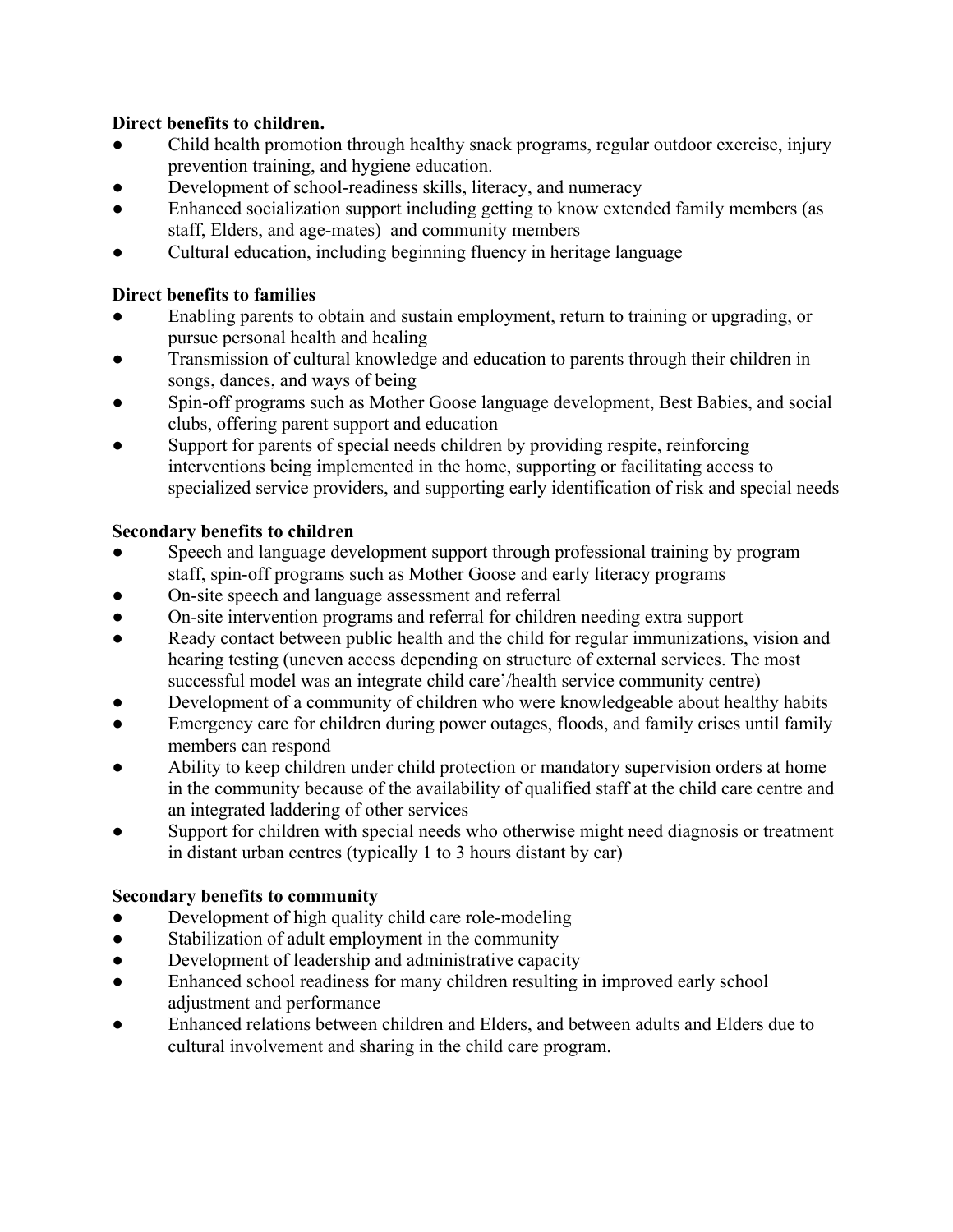**Direct benefits to children.**

- Child health promotion through healthy snack programs, regular outdoor exercise, injury prevention training, and hygiene education.
- Development of school-readiness skills, literacy, and numeracy
- Enhanced socialization support including getting to know extended family members (as staff, Elders, and age-mates) and community members
- Cultural education, including beginning fluency in heritage language

**Direct benefits to families**

- Enabling parents to obtain and sustain employment, return to training or upgrading, or pursue personal health and healing
- Transmission of cultural knowledge and education to parents through their children in songs, dances, and ways of being
- Spin-off programs such as Mother Goose language development, Best Babies, and social clubs, offering parent support and education
- Support for parents of special needs children by providing respite, reinforcing interventions being implemented in the home, supporting or facilitating access to specialized service providers, and supporting early identification of risk and special needs

**Secondary benefits to children**

- Speech and language development support through professional training by program staff, spin-off programs such as Mother Goose and early literacy programs
- On-site speech and language assessment and referral
- On-site intervention programs and referral for children needing extra support
- Ready contact between public health and the child for regular immunizations, vision and hearing testing (uneven access depending on structure of external services. The most successful model was an integrate child care'/health service community centre)
- Development of a community of children who were knowledgeable about healthy habits
- Emergency care for children during power outages, floods, and family crises until family members can respond
- Ability to keep children under child protection or mandatory supervision orders at home in the community because of the availability of qualified staff at the child care centre and an integrated laddering of other services
- Support for children with special needs who otherwise might need diagnosis or treatment in distant urban centres (typically 1 to 3 hours distant by car)

**Secondary benefits to community**

- Development of high quality child care role-modeling
- Stabilization of adult employment in the community
- Development of leadership and administrative capacity
- Enhanced school readiness for many children resulting in improved early school adjustment and performance
- Enhanced relations between children and Elders, and between adults and Elders due to cultural involvement and sharing in the child care program.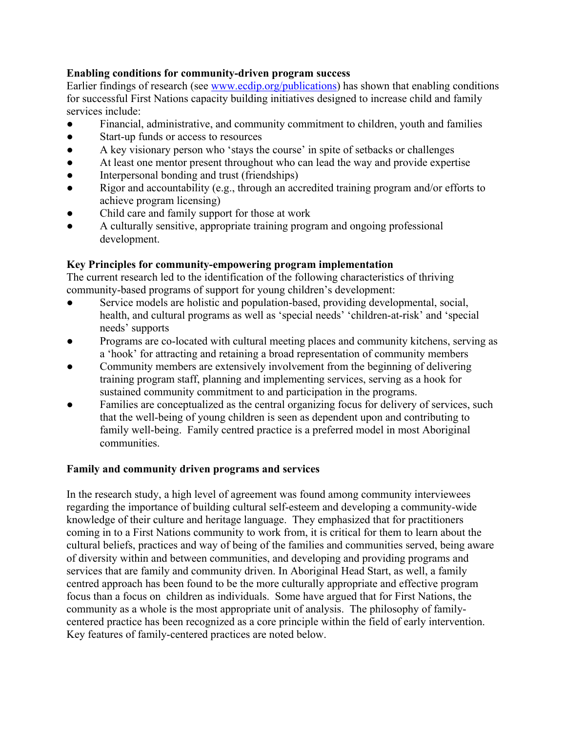**Enabling conditions for community-driven program success**

Earlier findings of research (see [www.ecdip.org/publications](www.ecdip.org/publications)) has shown that enabling conditions for successful First Nations capacity building initiatives designed to increase child and family services include:

- Financial, administrative, and community commitment to children, youth and families
- Start-up funds or access to resources
- A key visionary person who 'stays the course' in spite of setbacks or challenges
- At least one mentor present throughout who can lead the way and provide expertise
- Interpersonal bonding and trust (friendships)
- Rigor and accountability (e.g., through an accredited training program and/or efforts to achieve program licensing)
- Child care and family support for those at work
- A culturally sensitive, appropriate training program and ongoing professional development.

**Key Principles for community-empowering program implementation**

The current research led to the identification of the following characteristics of thriving community-based programs of support for young children's development:

- Service models are holistic and population-based, providing developmental, social, health, and cultural programs as well as 'special needs' 'children-at-risk' and 'special needs' supports
- Programs are co-located with cultural meeting places and community kitchens, serving as a 'hook' for attracting and retaining a broad representation of community members
- Community members are extensively involvement from the beginning of delivering training program staff, planning and implementing services, serving as a hook for sustained community commitment to and participation in the programs.
- Families are conceptualized as the central organizing focus for delivery of services, such that the well-being of young children is seen as dependent upon and contributing to family well-being. Family centred practice is a preferred model in most Aboriginal communities.

**Family and community driven programs and services**

In the research study, a high level of agreement was found among community interviewees regarding the importance of building cultural self-esteem and developing a community-wide knowledge of their culture and heritage language. They emphasized that for practitioners coming in to a First Nations community to work from, it is critical for them to learn about the cultural beliefs, practices and way of being of the families and communities served, being aware of diversity within and between communities, and developing and providing programs and services that are family and community driven. In Aboriginal Head Start, as well, a family centred approach has been found to be the more culturally appropriate and effective program focus than a focus on children as individuals. Some have argued that for First Nations, the community as a whole is the most appropriate unit of analysis. The philosophy of family-centered practice has been recognized as a core principle within the field of early intervention. Key features of family-centered practices are noted below.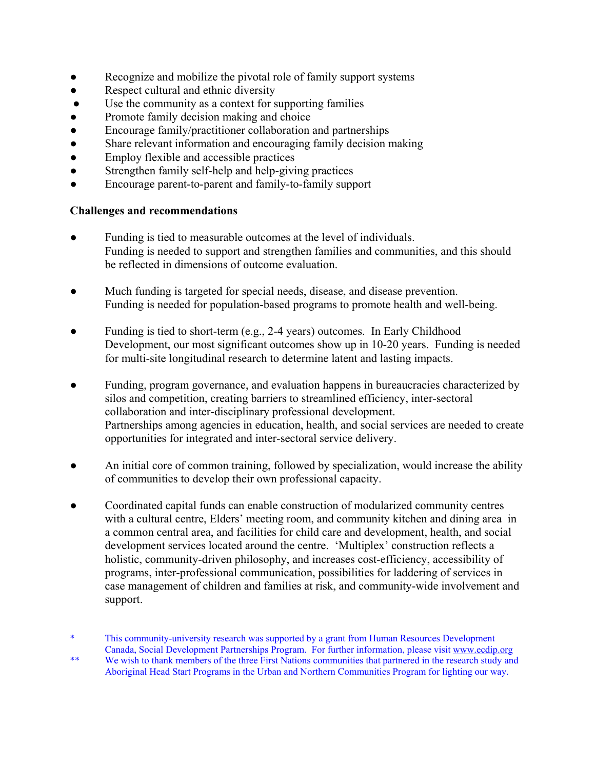- Recognize and mobilize the pivotal role of family support systems
- Respect cultural and ethnic diversity
- Use the community as a context for supporting families
- Promote family decision making and choice
- Encourage family/practitioner collaboration and partnerships
- Share relevant information and encouraging family decision making
- Employ flexible and accessible practices
- Strengthen family self-help and help-giving practices
- Encourage parent-to-parent and family-to-family support

**Challenges and recommendations**

- Funding is tied to measurable outcomes at the level of individuals.
  Funding is needed to support and strengthen families and communities, and this should be reflected in dimensions of outcome evaluation.

- Much funding is targeted for special needs, disease, and disease prevention.
  Funding is needed for population-based programs to promote health and well-being.

- Funding is tied to short-term (e.g., 2-4 years) outcomes. In Early Childhood Development, our most significant outcomes show up in 10-20 years. Funding is needed for multi-site longitudinal research to determine latent and lasting impacts.

- Funding, program governance, and evaluation happens in bureaucracies characterized by silos and competition, creating barriers to streamlined efficiency, inter-sectoral collaboration and inter-disciplinary professional development.
  Partnerships among agencies in education, health, and social services are needed to create opportunities for integrated and inter-sectoral service delivery.

- An initial core of common training, followed by specialization, would increase the ability of communities to develop their own professional capacity.

- Coordinated capital funds can enable construction of modularized community centres with a cultural centre, Elders' meeting room, and community kitchen and dining area in a common central area, and facilities for child care and development, health, and social development services located around the centre. 'Multiplex' construction reflects a holistic, community-driven philosophy, and increases cost-efficiency, accessibility of programs, inter-professional communication, possibilities for laddering of services in case management of children and families at risk, and community-wide involvement and support.

\* This community-university research was supported by a grant from Human Resources Development Canada, Social Development Partnerships Program. For further information, please visit www.ecdip.org

\*\* We wish to thank members of the three First Nations communities that partnered in the research study and Aboriginal Head Start Programs in the Urban and Northern Communities Program for lighting our way.